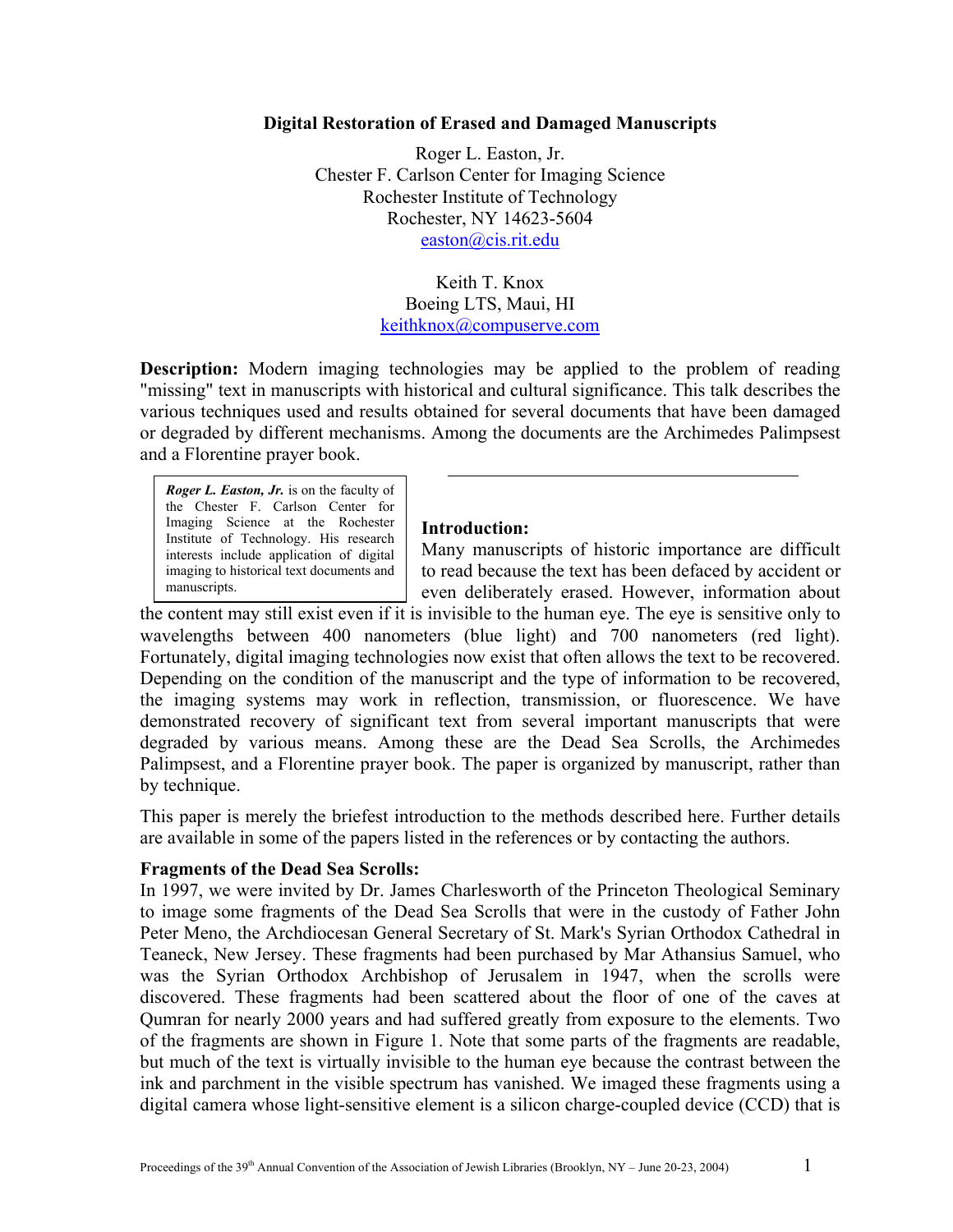# Digital Restoration of Erased and Damaged Manuscripts

Roger L. Easton, Jr.
Chester F. Carlson Center for Imaging Science
Rochester Institute of Technology
Rochester, NY 14623-5604
easton@cis.rit.edu

Keith T. Knox
Boeing LTS, Maui, HI
keithknox@compuserve.com

**Description:** Modern imaging technologies may be applied to the problem of reading "missing" text in manuscripts with historical and cultural significance. This talk describes the various techniques used and results obtained for several documents that have been damaged or degraded by different mechanisms. Among the documents are the Archimedes Palimpsest and a Florentine prayer book.

> ***Roger L. Easton, Jr.*** is on the faculty of the Chester F. Carlson Center for Imaging Science at the Rochester Institute of Technology. His research interests include application of digital imaging to historical text documents and manuscripts.

## Introduction:

Many manuscripts of historic importance are difficult to read because the text has been defaced by accident or even deliberately erased. However, information about the content may still exist even if it is invisible to the human eye. The eye is sensitive only to wavelengths between 400 nanometers (blue light) and 700 nanometers (red light). Fortunately, digital imaging technologies now exist that often allows the text to be recovered. Depending on the condition of the manuscript and the type of information to be recovered, the imaging systems may work in reflection, transmission, or fluorescence. We have demonstrated recovery of significant text from several important manuscripts that were degraded by various means. Among these are the Dead Sea Scrolls, the Archimedes Palimpsest, and a Florentine prayer book. The paper is organized by manuscript, rather than by technique.

This paper is merely the briefest introduction to the methods described here. Further details are available in some of the papers listed in the references or by contacting the authors.

## Fragments of the Dead Sea Scrolls:

In 1997, we were invited by Dr. James Charlesworth of the Princeton Theological Seminary to image some fragments of the Dead Sea Scrolls that were in the custody of Father John Peter Meno, the Archdiocesan General Secretary of St. Mark's Syrian Orthodox Cathedral in Teaneck, New Jersey. These fragments had been purchased by Mar Athansius Samuel, who was the Syrian Orthodox Archbishop of Jerusalem in 1947, when the scrolls were discovered. These fragments had been scattered about the floor of one of the caves at Qumran for nearly 2000 years and had suffered greatly from exposure to the elements. Two of the fragments are shown in Figure 1. Note that some parts of the fragments are readable, but much of the text is virtually invisible to the human eye because the contrast between the ink and parchment in the visible spectrum has vanished. We imaged these fragments using a digital camera whose light-sensitive element is a silicon charge-coupled device (CCD) that is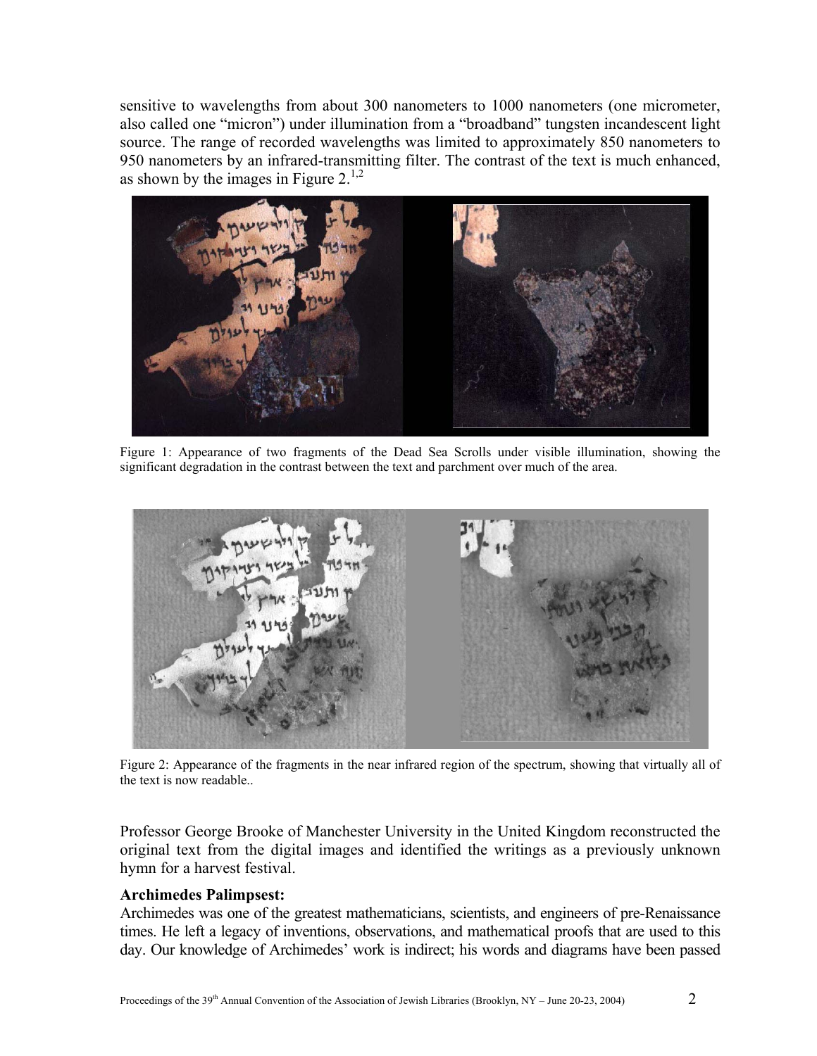sensitive to wavelengths from about 300 nanometers to 1000 nanometers (one micrometer, also called one "micron") under illumination from a "broadband" tungsten incandescent light source. The range of recorded wavelengths was limited to approximately 850 nanometers to 950 nanometers by an infrared-transmitting filter. The contrast of the text is much enhanced, as shown by the images in Figure 2.[1,2]

Figure 1: Appearance of two fragments of the Dead Sea Scrolls under visible illumination, showing the significant degradation in the contrast between the text and parchment over much of the area.

Figure 2: Appearance of the fragments in the near infrared region of the spectrum, showing that virtually all of the text is now readable..

Professor George Brooke of Manchester University in the United Kingdom reconstructed the original text from the digital images and identified the writings as a previously unknown hymn for a harvest festival.

**Archimedes Palimpsest:**

Archimedes was one of the greatest mathematicians, scientists, and engineers of pre-Renaissance times. He left a legacy of inventions, observations, and mathematical proofs that are used to this day. Our knowledge of Archimedes' work is indirect; his words and diagrams have been passed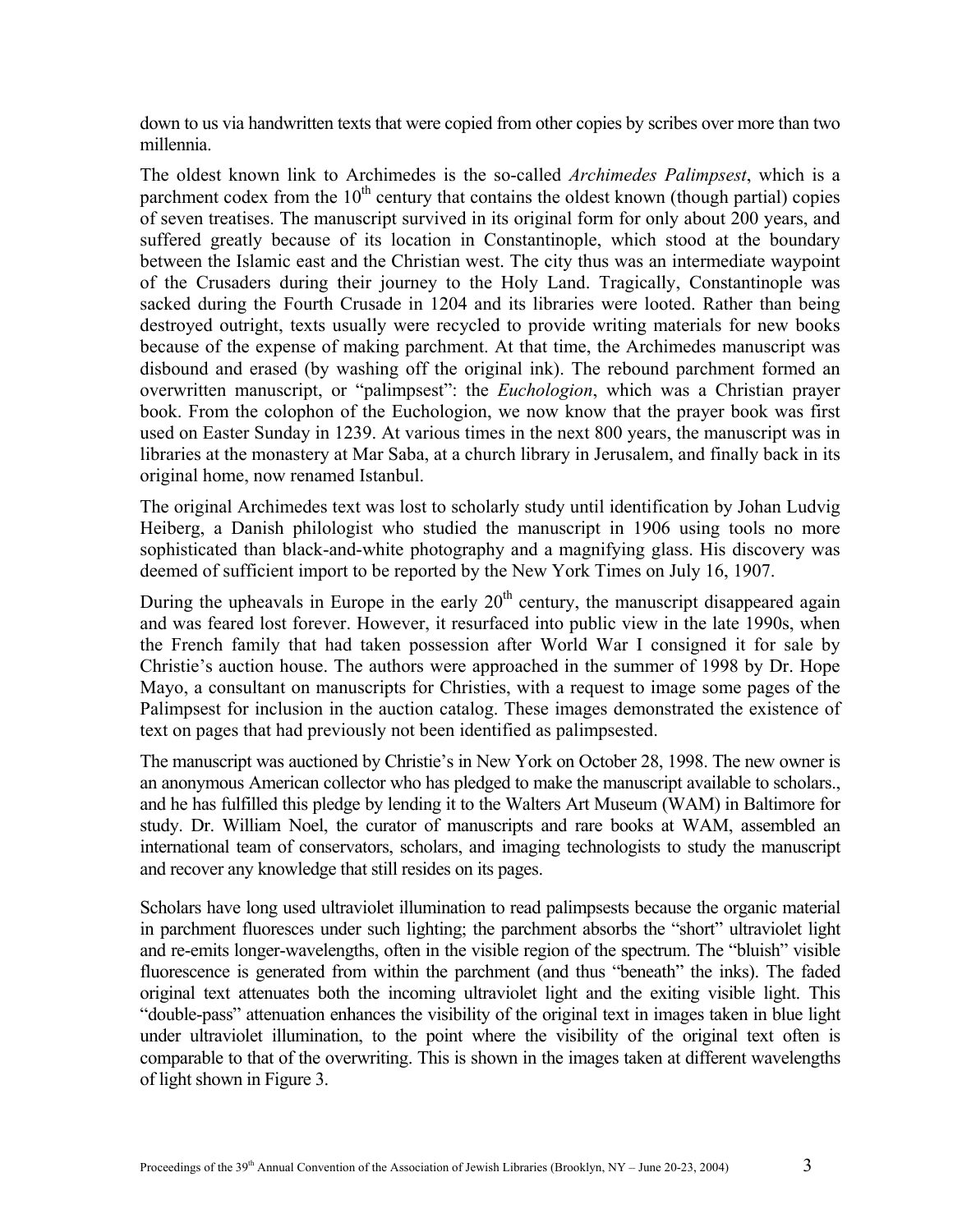down to us via handwritten texts that were copied from other copies by scribes over more than two millennia.

The oldest known link to Archimedes is the so-called *Archimedes Palimpsest*, which is a parchment codex from the 10th century that contains the oldest known (though partial) copies of seven treatises. The manuscript survived in its original form for only about 200 years, and suffered greatly because of its location in Constantinople, which stood at the boundary between the Islamic east and the Christian west. The city thus was an intermediate waypoint of the Crusaders during their journey to the Holy Land. Tragically, Constantinople was sacked during the Fourth Crusade in 1204 and its libraries were looted. Rather than being destroyed outright, texts usually were recycled to provide writing materials for new books because of the expense of making parchment. At that time, the Archimedes manuscript was disbound and erased (by washing off the original ink). The rebound parchment formed an overwritten manuscript, or "palimpsest": the *Euchologion*, which was a Christian prayer book. From the colophon of the Euchologion, we now know that the prayer book was first used on Easter Sunday in 1239. At various times in the next 800 years, the manuscript was in libraries at the monastery at Mar Saba, at a church library in Jerusalem, and finally back in its original home, now renamed Istanbul.

The original Archimedes text was lost to scholarly study until identification by Johan Ludvig Heiberg, a Danish philologist who studied the manuscript in 1906 using tools no more sophisticated than black-and-white photography and a magnifying glass. His discovery was deemed of sufficient import to be reported by the New York Times on July 16, 1907.

During the upheavals in Europe in the early 20th century, the manuscript disappeared again and was feared lost forever. However, it resurfaced into public view in the late 1990s, when the French family that had taken possession after World War I consigned it for sale by Christie's auction house. The authors were approached in the summer of 1998 by Dr. Hope Mayo, a consultant on manuscripts for Christies, with a request to image some pages of the Palimpsest for inclusion in the auction catalog. These images demonstrated the existence of text on pages that had previously not been identified as palimpsested.

The manuscript was auctioned by Christie's in New York on October 28, 1998. The new owner is an anonymous American collector who has pledged to make the manuscript available to scholars., and he has fulfilled this pledge by lending it to the Walters Art Museum (WAM) in Baltimore for study. Dr. William Noel, the curator of manuscripts and rare books at WAM, assembled an international team of conservators, scholars, and imaging technologists to study the manuscript and recover any knowledge that still resides on its pages.

Scholars have long used ultraviolet illumination to read palimpsests because the organic material in parchment fluoresces under such lighting; the parchment absorbs the "short" ultraviolet light and re-emits longer-wavelengths, often in the visible region of the spectrum. The "bluish" visible fluorescence is generated from within the parchment (and thus "beneath" the inks). The faded original text attenuates both the incoming ultraviolet light and the exiting visible light. This "double-pass" attenuation enhances the visibility of the original text in images taken in blue light under ultraviolet illumination, to the point where the visibility of the original text often is comparable to that of the overwriting. This is shown in the images taken at different wavelengths of light shown in Figure 3.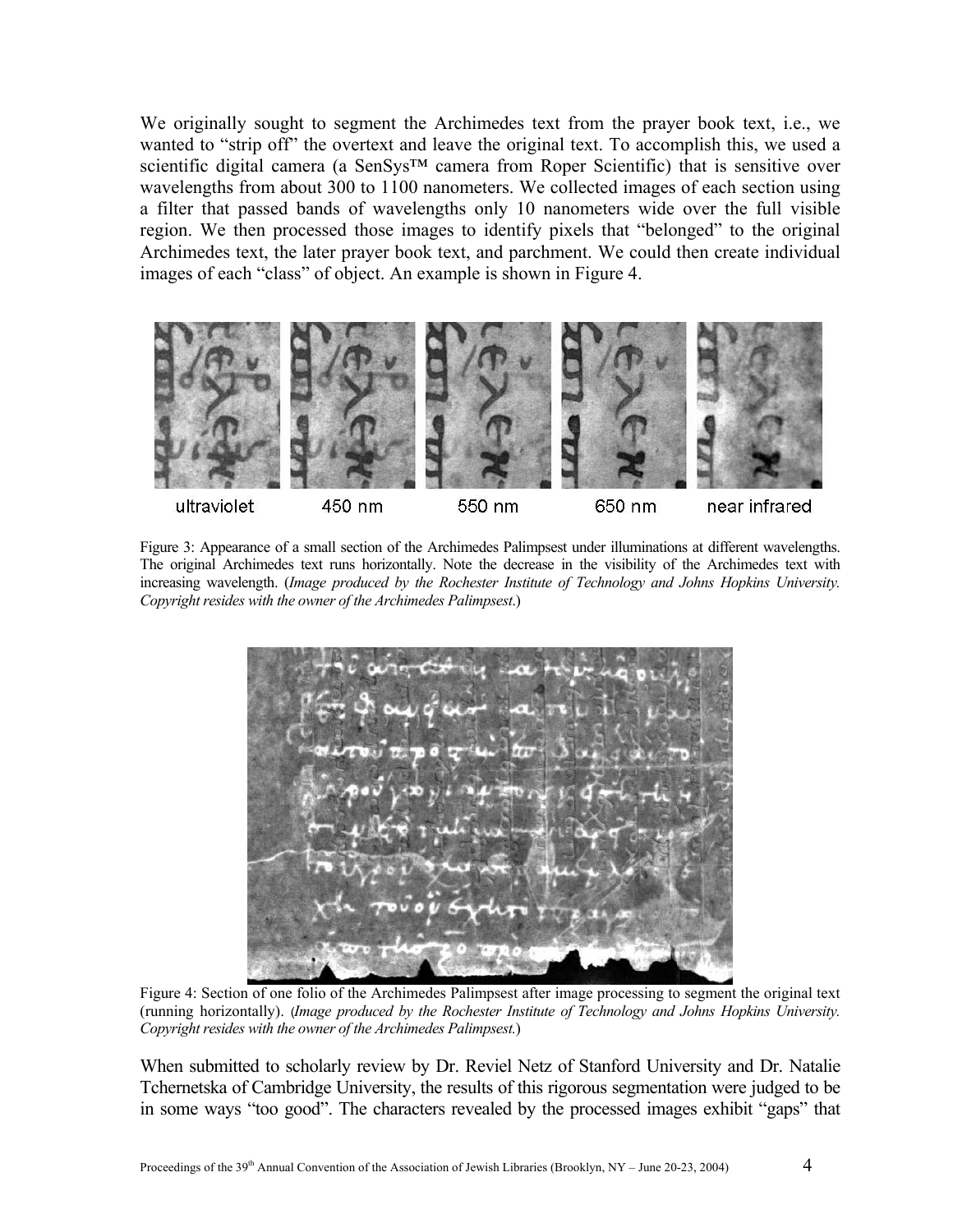We originally sought to segment the Archimedes text from the prayer book text, i.e., we wanted to "strip off" the overtext and leave the original text. To accomplish this, we used a scientific digital camera (a SenSys™ camera from Roper Scientific) that is sensitive over wavelengths from about 300 to 1100 nanometers. We collected images of each section using a filter that passed bands of wavelengths only 10 nanometers wide over the full visible region. We then processed those images to identify pixels that "belonged" to the original Archimedes text, the later prayer book text, and parchment. We could then create individual images of each "class" of object. An example is shown in Figure 4.

ultraviolet 450 nm 550 nm 650 nm near infrared

Figure 3: Appearance of a small section of the Archimedes Palimpsest under illuminations at different wavelengths. The original Archimedes text runs horizontally. Note the decrease in the visibility of the Archimedes text with increasing wavelength. (*Image produced by the Rochester Institute of Technology and Johns Hopkins University. Copyright resides with the owner of the Archimedes Palimpsest.*)

Figure 4: Section of one folio of the Archimedes Palimpsest after image processing to segment the original text (running horizontally). (*Image produced by the Rochester Institute of Technology and Johns Hopkins University. Copyright resides with the owner of the Archimedes Palimpsest.*)

When submitted to scholarly review by Dr. Reviel Netz of Stanford University and Dr. Natalie Tchernetska of Cambridge University, the results of this rigorous segmentation were judged to be in some ways "too good". The characters revealed by the processed images exhibit "gaps" that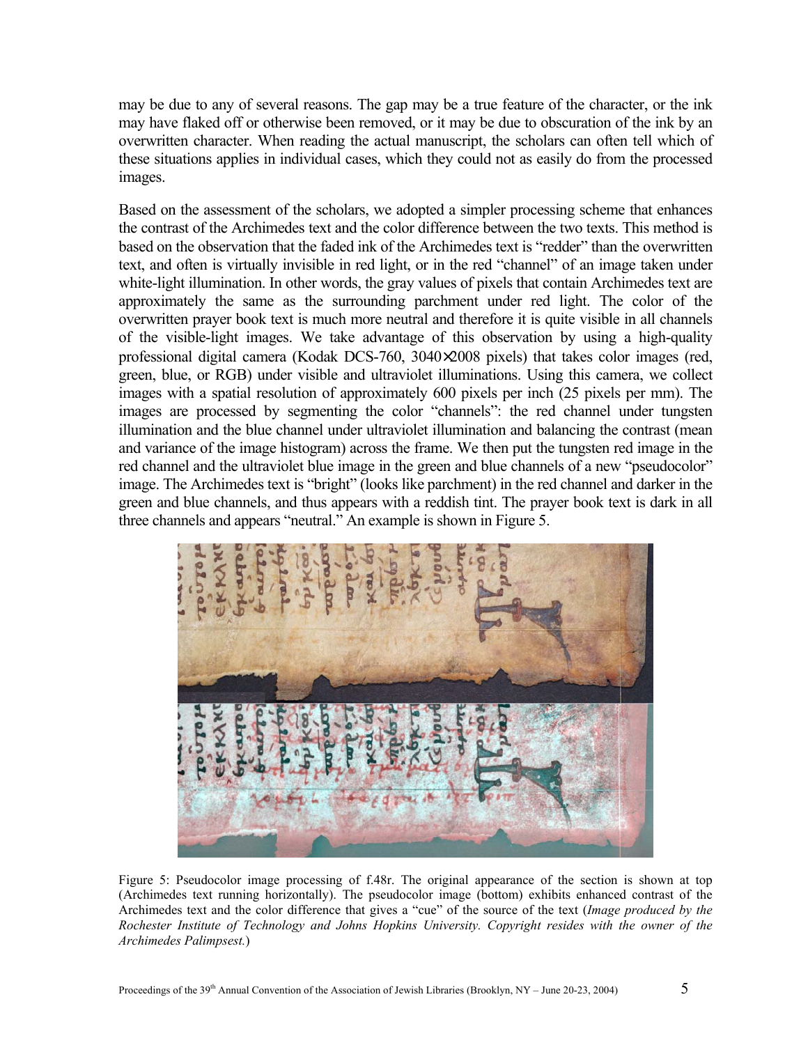may be due to any of several reasons. The gap may be a true feature of the character, or the ink may have flaked off or otherwise been removed, or it may be due to obscuration of the ink by an overwritten character. When reading the actual manuscript, the scholars can often tell which of these situations applies in individual cases, which they could not as easily do from the processed images.

Based on the assessment of the scholars, we adopted a simpler processing scheme that enhances the contrast of the Archimedes text and the color difference between the two texts. This method is based on the observation that the faded ink of the Archimedes text is "redder" than the overwritten text, and often is virtually invisible in red light, or in the red "channel" of an image taken under white-light illumination. In other words, the gray values of pixels that contain Archimedes text are approximately the same as the surrounding parchment under red light. The color of the overwritten prayer book text is much more neutral and therefore it is quite visible in all channels of the visible-light images. We take advantage of this observation by using a high-quality professional digital camera (Kodak DCS-760, 3040×2008 pixels) that takes color images (red, green, blue, or RGB) under visible and ultraviolet illuminations. Using this camera, we collect images with a spatial resolution of approximately 600 pixels per inch (25 pixels per mm). The images are processed by segmenting the color "channels": the red channel under tungsten illumination and the blue channel under ultraviolet illumination and balancing the contrast (mean and variance of the image histogram) across the frame. We then put the tungsten red image in the red channel and the ultraviolet blue image in the green and blue channels of a new "pseudocolor" image. The Archimedes text is "bright" (looks like parchment) in the red channel and darker in the green and blue channels, and thus appears with a reddish tint. The prayer book text is dark in all three channels and appears "neutral." An example is shown in Figure 5.

Figure 5: Pseudocolor image processing of f.48r. The original appearance of the section is shown at top (Archimedes text running horizontally). The pseudocolor image (bottom) exhibits enhanced contrast of the Archimedes text and the color difference that gives a "cue" of the source of the text (*Image produced by the Rochester Institute of Technology and Johns Hopkins University. Copyright resides with the owner of the Archimedes Palimpsest.*)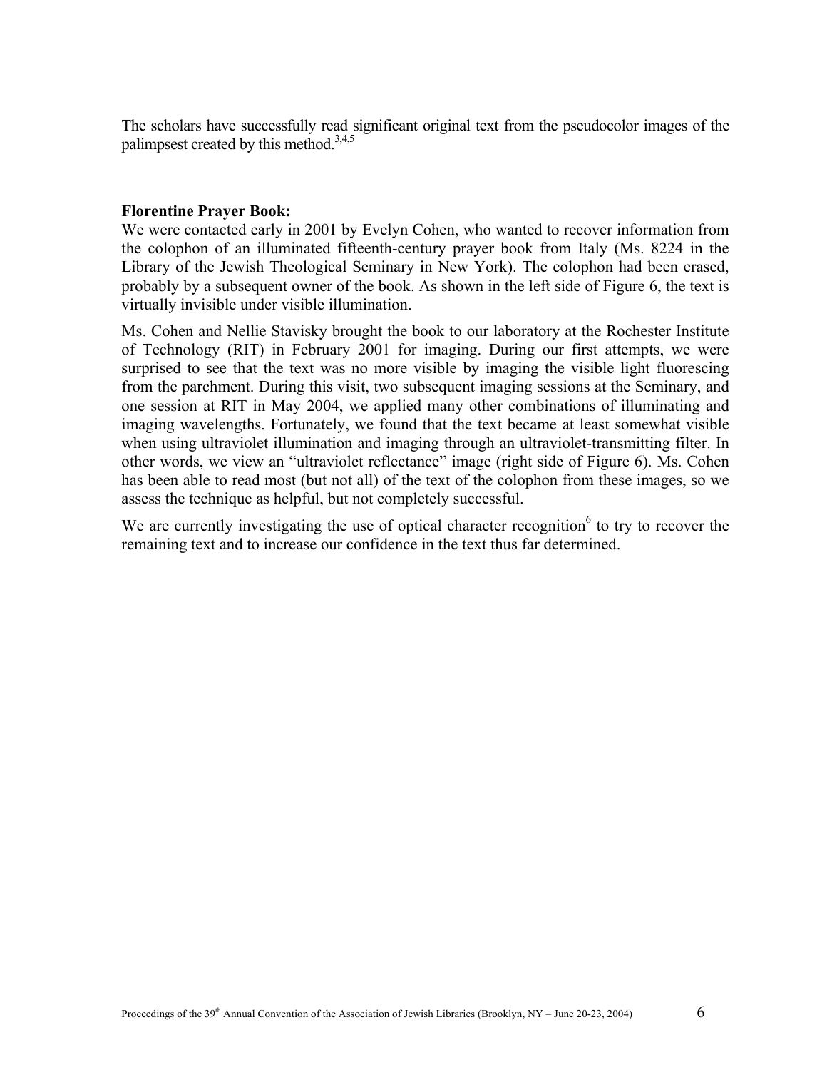The scholars have successfully read significant original text from the pseudocolor images of the palimpsest created by this method.[3,4,5]

**Florentine Prayer Book:**

We were contacted early in 2001 by Evelyn Cohen, who wanted to recover information from the colophon of an illuminated fifteenth-century prayer book from Italy (Ms. 8224 in the Library of the Jewish Theological Seminary in New York). The colophon had been erased, probably by a subsequent owner of the book. As shown in the left side of Figure 6, the text is virtually invisible under visible illumination.

Ms. Cohen and Nellie Stavisky brought the book to our laboratory at the Rochester Institute of Technology (RIT) in February 2001 for imaging. During our first attempts, we were surprised to see that the text was no more visible by imaging the visible light fluorescing from the parchment. During this visit, two subsequent imaging sessions at the Seminary, and one session at RIT in May 2004, we applied many other combinations of illuminating and imaging wavelengths. Fortunately, we found that the text became at least somewhat visible when using ultraviolet illumination and imaging through an ultraviolet-transmitting filter. In other words, we view an "ultraviolet reflectance" image (right side of Figure 6). Ms. Cohen has been able to read most (but not all) of the text of the colophon from these images, so we assess the technique as helpful, but not completely successful.

We are currently investigating the use of optical character recognition[6] to try to recover the remaining text and to increase our confidence in the text thus far determined.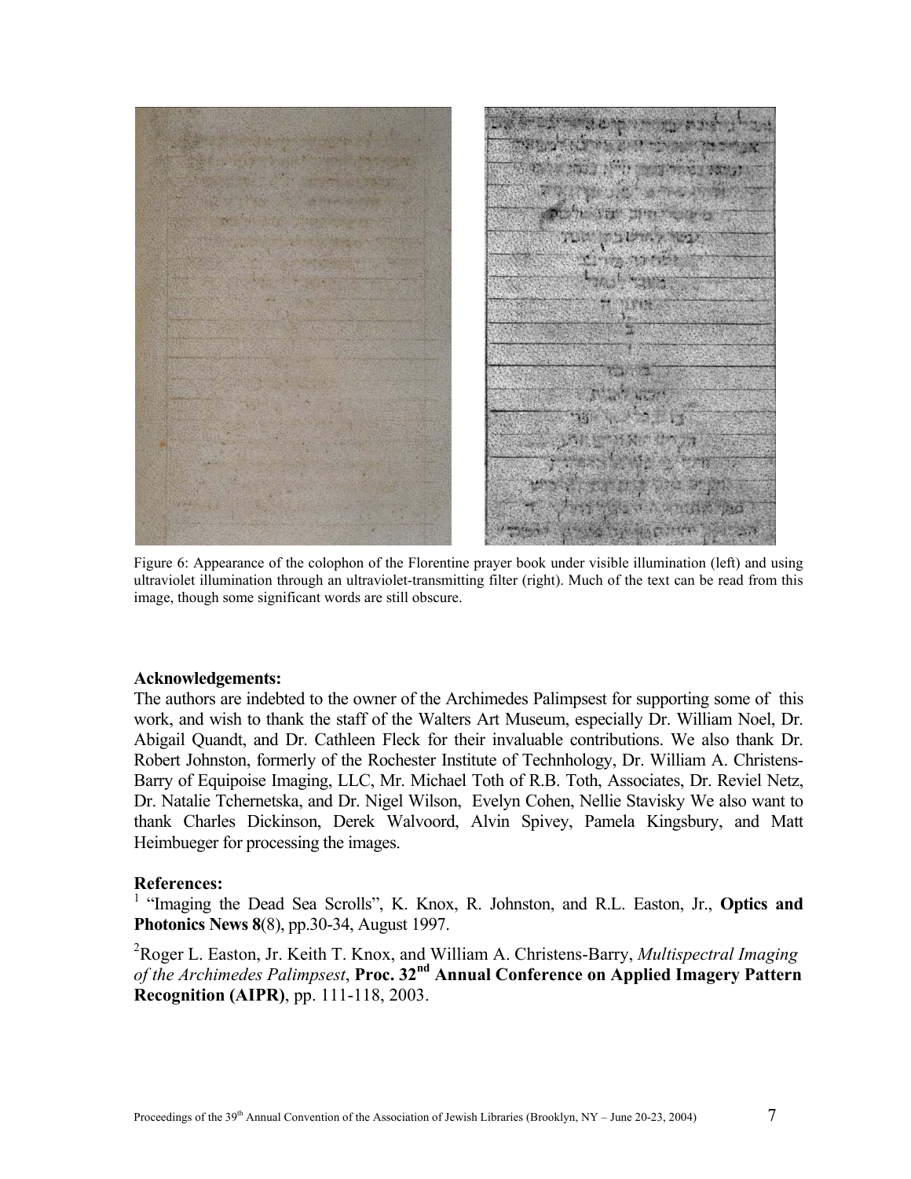Figure 6: Appearance of the colophon of the Florentine prayer book under visible illumination (left) and using ultraviolet illumination through an ultraviolet-transmitting filter (right). Much of the text can be read from this image, though some significant words are still obscure.

**Acknowledgements:**

The authors are indebted to the owner of the Archimedes Palimpsest for supporting some of this work, and wish to thank the staff of the Walters Art Museum, especially Dr. William Noel, Dr. Abigail Quandt, and Dr. Cathleen Fleck for their invaluable contributions. We also thank Dr. Robert Johnston, formerly of the Rochester Institute of Technhology, Dr. William A. Christens-Barry of Equipoise Imaging, LLC, Mr. Michael Toth of R.B. Toth, Associates, Dr. Reviel Netz, Dr. Natalie Tchernetska, and Dr. Nigel Wilson, Evelyn Cohen, Nellie Stavisky We also want to thank Charles Dickinson, Derek Walvoord, Alvin Spivey, Pamela Kingsbury, and Matt Heimbueger for processing the images.

**References:**

[1] "Imaging the Dead Sea Scrolls", K. Knox, R. Johnston, and R.L. Easton, Jr., **Optics and Photonics News 8**(8), pp.30-34, August 1997.

[2] Roger L. Easton, Jr. Keith T. Knox, and William A. Christens-Barry, *Multispectral Imaging of the Archimedes Palimpsest*, **Proc. 32nd Annual Conference on Applied Imagery Pattern Recognition (AIPR)**, pp. 111-118, 2003.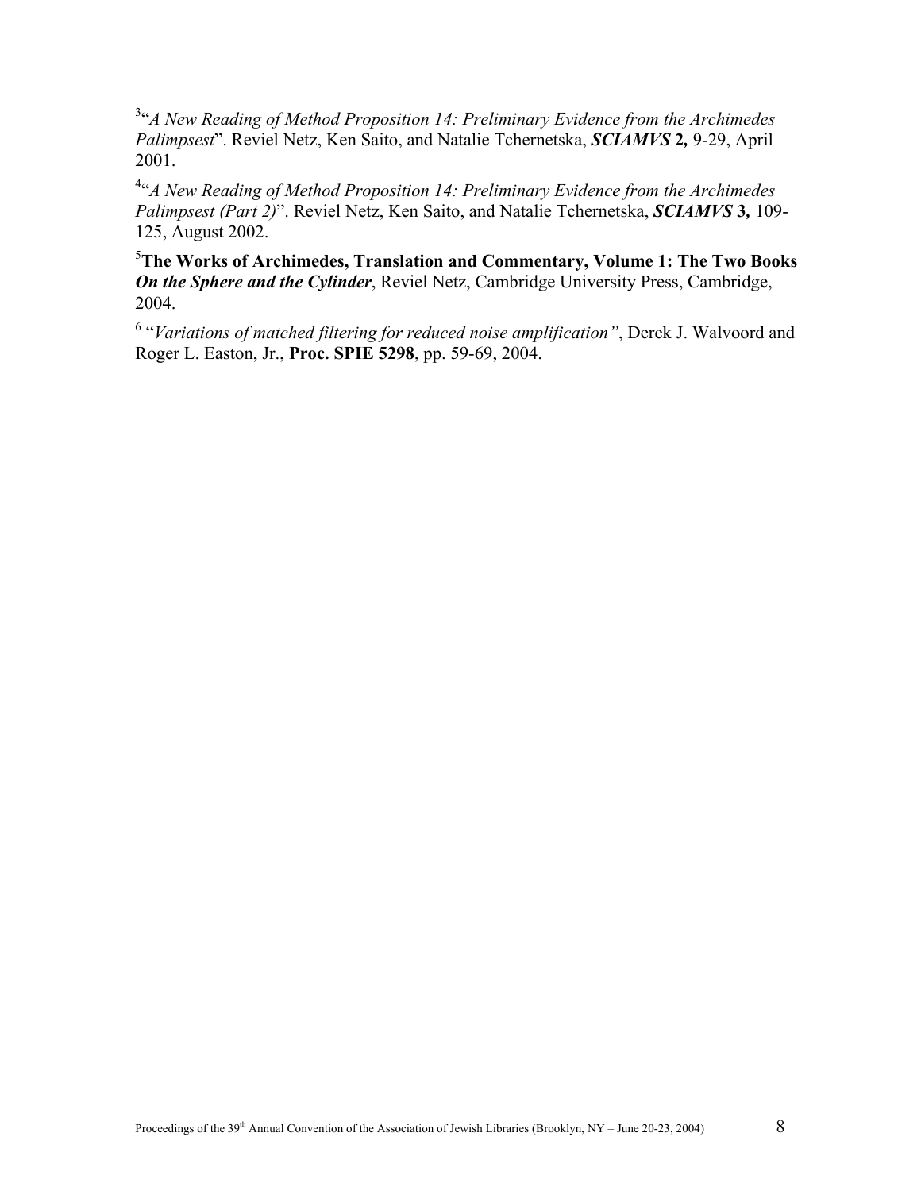[3]"*A New Reading of Method Proposition 14: Preliminary Evidence from the Archimedes Palimpsest*". Reviel Netz, Ken Saito, and Natalie Tchernetska, ***SCIAMVS* 2,** 9-29, April 2001.

[4]"*A New Reading of Method Proposition 14: Preliminary Evidence from the Archimedes Palimpsest (Part 2)*". Reviel Netz, Ken Saito, and Natalie Tchernetska, ***SCIAMVS* 3,** 109-125, August 2002.

[5]**The Works of Archimedes, Translation and Commentary, Volume 1: The Two Books *On the Sphere and the Cylinder***, Reviel Netz, Cambridge University Press, Cambridge, 2004.

[6] "*Variations of matched filtering for reduced noise amplification"*, Derek J. Walvoord and Roger L. Easton, Jr., **Proc. SPIE 5298**, pp. 59-69, 2004.